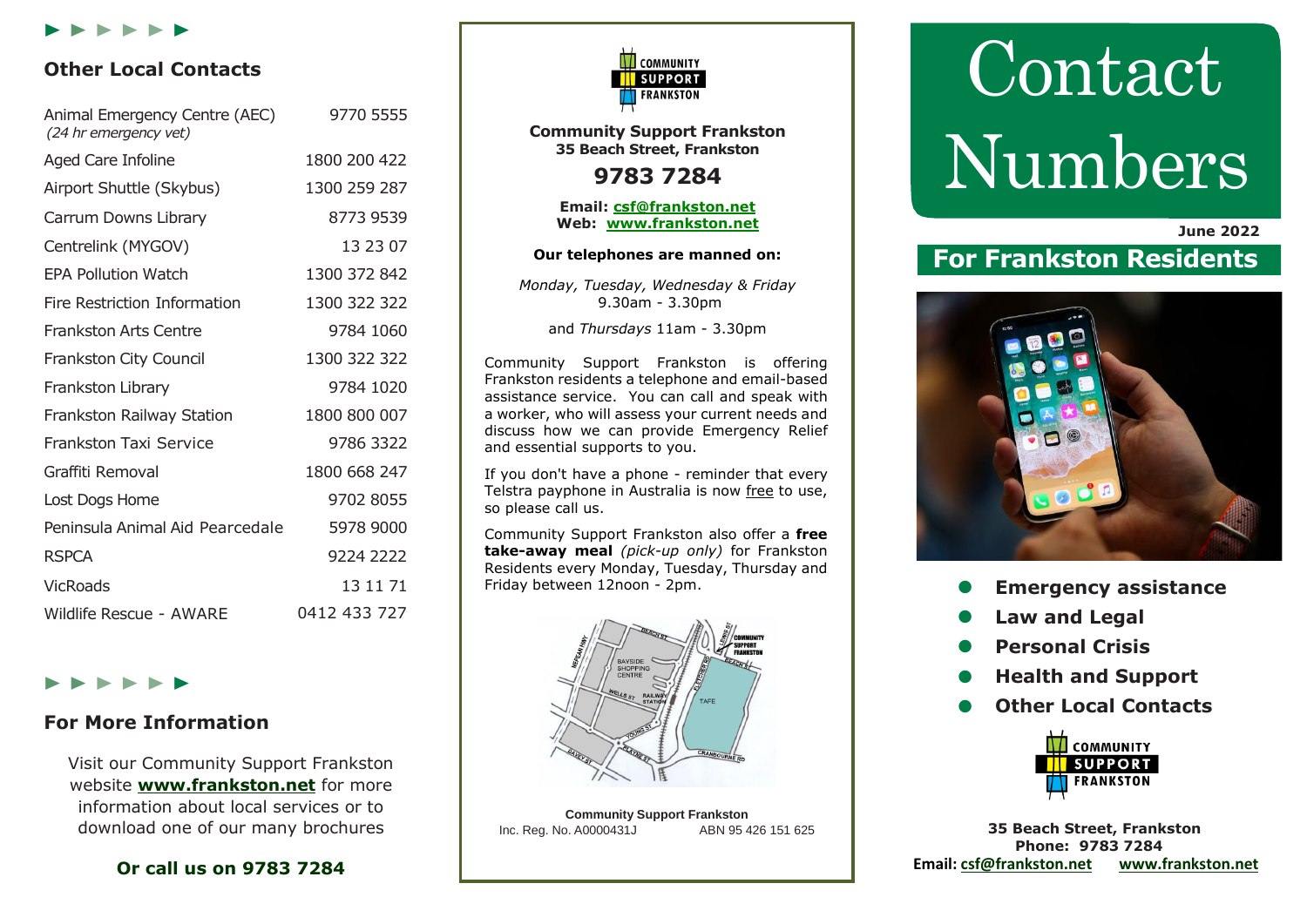## Other Local Contacts

| | |
|---|---|
| Animal Emergency Centre (AEC) *(24 hr emergency vet)* | 9770 5555 |
| Aged Care Infoline | 1800 200 422 |
| Airport Shuttle (Skybus) | 1300 259 287 |
| Carrum Downs Library | 8773 9539 |
| Centrelink (MYGOV) | 13 23 07 |
| EPA Pollution Watch | 1300 372 842 |
| Fire Restriction Information | 1300 322 322 |
| Frankston Arts Centre | 9784 1060 |
| Frankston City Council | 1300 322 322 |
| Frankston Library | 9784 1020 |
| Frankston Railway Station | 1800 800 007 |
| Frankston Taxi Service | 9786 3322 |
| Graffiti Removal | 1800 668 247 |
| Lost Dogs Home | 9702 8055 |
| Peninsula Animal Aid Pearcedale | 5978 9000 |
| RSPCA | 9224 2222 |
| VicRoads | 13 11 71 |
| Wildlife Rescue - AWARE | 0412 433 727 |

## For More Information

Visit our Community Support Frankston website **www.frankston.net** for more information about local services or to download one of our many brochures

**Or call us on 9783 7284**

**Community Support Frankston**
**35 Beach Street, Frankston**

**9783 7284**

**Email: csf@frankston.net**
**Web: www.frankston.net**

**Our telephones are manned on:**

*Monday, Tuesday, Wednesday & Friday* 9.30am - 3.30pm

and *Thursdays* 11am - 3.30pm

Community Support Frankston is offering Frankston residents a telephone and email-based assistance service. You can call and speak with a worker, who will assess your current needs and discuss how we can provide Emergency Relief and essential supports to you.

If you don't have a phone - reminder that every Telstra payphone in Australia is now free to use, so please call us.

Community Support Frankston also offer a **free take-away meal** *(pick-up only)* for Frankston Residents every Monday, Tuesday, Thursday and Friday between 12noon - 2pm.

**Community Support Frankston**
Inc. Reg. No. A0000431J ABN 95 426 151 625

# Contact Numbers

**June 2022**

## For Frankston Residents

- **Emergency assistance**
- **Law and Legal**
- **Personal Crisis**
- **Health and Support**
- **Other Local Contacts**

**35 Beach Street, Frankston**
**Phone: 9783 7284**
**Email: csf@frankston.net www.frankston.net**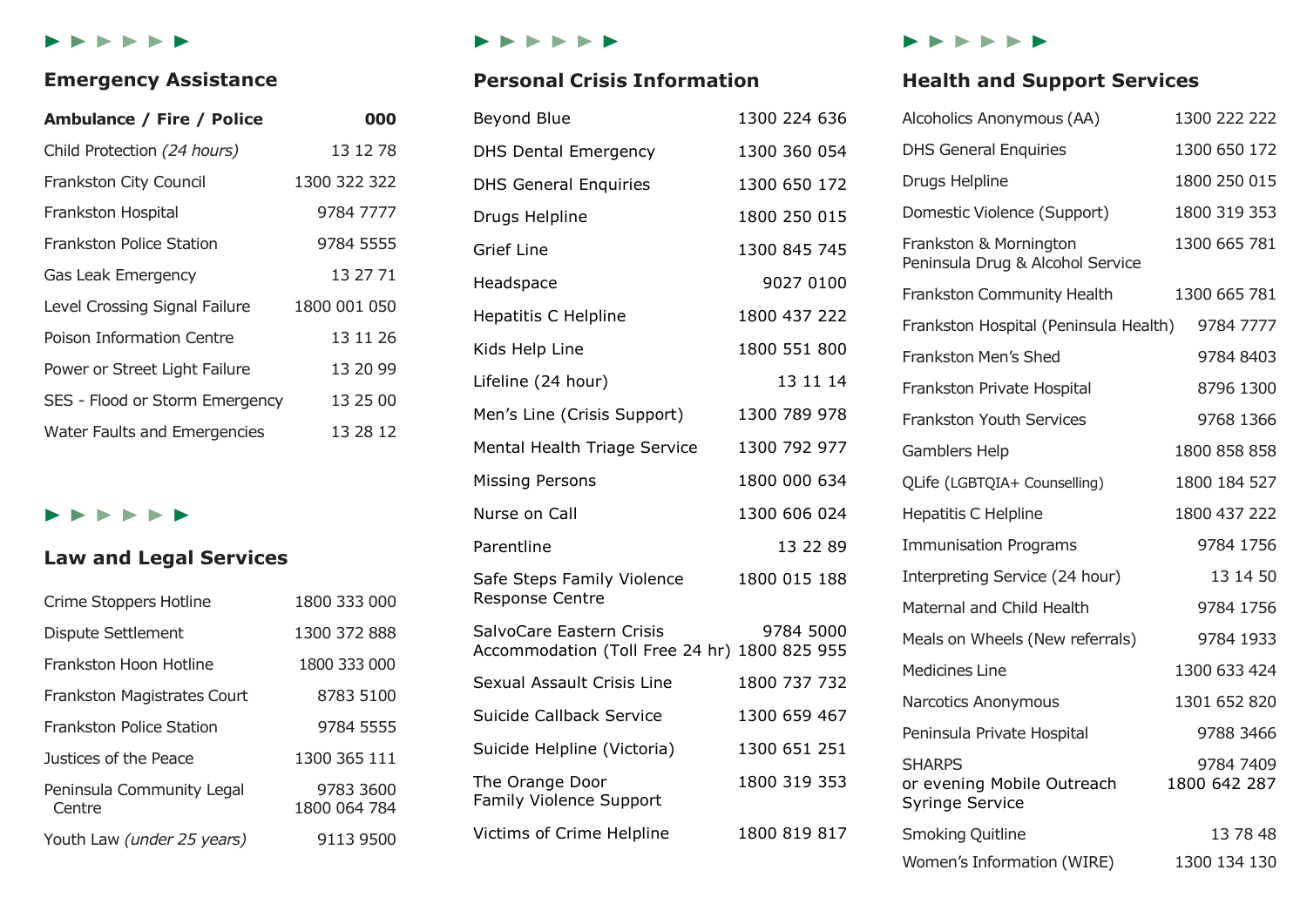## Emergency Assistance

| | |
|---|---|
| **Ambulance / Fire / Police** | **000** |
| Child Protection *(24 hours)* | 13 12 78 |
| Frankston City Council | 1300 322 322 |
| Frankston Hospital | 9784 7777 |
| Frankston Police Station | 9784 5555 |
| Gas Leak Emergency | 13 27 71 |
| Level Crossing Signal Failure | 1800 001 050 |
| Poison Information Centre | 13 11 26 |
| Power or Street Light Failure | 13 20 99 |
| SES - Flood or Storm Emergency | 13 25 00 |
| Water Faults and Emergencies | 13 28 12 |

## Law and Legal Services

| | |
|---|---|
| Crime Stoppers Hotline | 1800 333 000 |
| Dispute Settlement | 1300 372 888 |
| Frankston Hoon Hotline | 1800 333 000 |
| Frankston Magistrates Court | 8783 5100 |
| Frankston Police Station | 9784 5555 |
| Justices of the Peace | 1300 365 111 |
| Peninsula Community Legal Centre | 9783 3600<br>1800 064 784 |
| Youth Law *(under 25 years)* | 9113 9500 |

## Personal Crisis Information

| | |
|---|---|
| Beyond Blue | 1300 224 636 |
| DHS Dental Emergency | 1300 360 054 |
| DHS General Enquiries | 1300 650 172 |
| Drugs Helpline | 1800 250 015 |
| Grief Line | 1300 845 745 |
| Headspace | 9027 0100 |
| Hepatitis C Helpline | 1800 437 222 |
| Kids Help Line | 1800 551 800 |
| Lifeline (24 hour) | 13 11 14 |
| Men's Line (Crisis Support) | 1300 789 978 |
| Mental Health Triage Service | 1300 792 977 |
| Missing Persons | 1800 000 634 |
| Nurse on Call | 1300 606 024 |
| Parentline | 13 22 89 |
| Safe Steps Family Violence Response Centre | 1800 015 188 |
| SalvoCare Eastern Crisis Accommodation (Toll Free 24 hr) | 9784 5000<br>1800 825 955 |
| Sexual Assault Crisis Line | 1800 737 732 |
| Suicide Callback Service | 1300 659 467 |
| Suicide Helpline (Victoria) | 1300 651 251 |
| The Orange Door Family Violence Support | 1800 319 353 |
| Victims of Crime Helpline | 1800 819 817 |

## Health and Support Services

| | |
|---|---|
| Alcoholics Anonymous (AA) | 1300 222 222 |
| DHS General Enquiries | 1300 650 172 |
| Drugs Helpline | 1800 250 015 |
| Domestic Violence (Support) | 1800 319 353 |
| Frankston & Mornington Peninsula Drug & Alcohol Service | 1300 665 781 |
| Frankston Community Health | 1300 665 781 |
| Frankston Hospital (Peninsula Health) | 9784 7777 |
| Frankston Men's Shed | 9784 8403 |
| Frankston Private Hospital | 8796 1300 |
| Frankston Youth Services | 9768 1366 |
| Gamblers Help | 1800 858 858 |
| QLife (LGBTQIA+ Counselling) | 1800 184 527 |
| Hepatitis C Helpline | 1800 437 222 |
| Immunisation Programs | 9784 1756 |
| Interpreting Service (24 hour) | 13 14 50 |
| Maternal and Child Health | 9784 1756 |
| Meals on Wheels (New referrals) | 9784 1933 |
| Medicines Line | 1300 633 424 |
| Narcotics Anonymous | 1301 652 820 |
| Peninsula Private Hospital | 9788 3466 |
| SHARPS<br>or evening Mobile Outreach Syringe Service | 9784 7409<br>1800 642 287 |
| Smoking Quitline | 13 78 48 |
| Women's Information (WIRE) | 1300 134 130 |